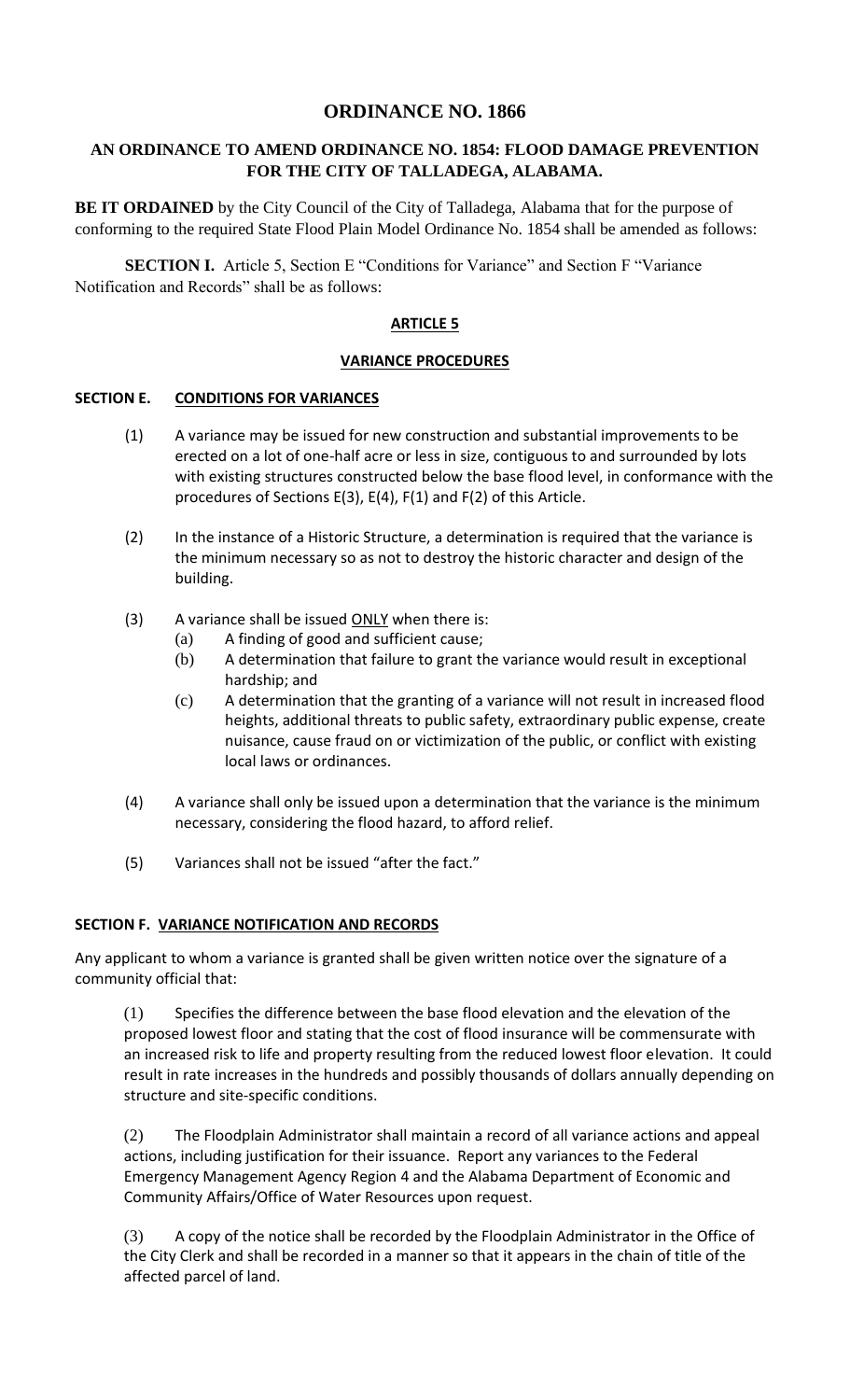# ORDINANCE NO. 1866

## AN ORDINANCE TO AMEND ORDINANCE NO. 1854: FLOOD DAMAGE PREVENTION FOR THE CITY OF TALLADEGA, ALABAMA.

**BE IT ORDAINED** by the City Council of the City of Talladega, Alabama that for the purpose of conforming to the required State Flood Plain Model Ordinance No. 1854 shall be amended as follows:

**SECTION I.** Article 5, Section E "Conditions for Variance" and Section F "Variance Notification and Records" shall be as follows:

### ARTICLE 5

### VARIANCE PROCEDURES

**SECTION E. CONDITIONS FOR VARIANCES**

(1) A variance may be issued for new construction and substantial improvements to be erected on a lot of one-half acre or less in size, contiguous to and surrounded by lots with existing structures constructed below the base flood level, in conformance with the procedures of Sections E(3), E(4), F(1) and F(2) of this Article.

(2) In the instance of a Historic Structure, a determination is required that the variance is the minimum necessary so as not to destroy the historic character and design of the building.

(3) A variance shall be issued ONLY when there is:
   (a) A finding of good and sufficient cause;
   (b) A determination that failure to grant the variance would result in exceptional hardship; and
   (c) A determination that the granting of a variance will not result in increased flood heights, additional threats to public safety, extraordinary public expense, create nuisance, cause fraud on or victimization of the public, or conflict with existing local laws or ordinances.

(4) A variance shall only be issued upon a determination that the variance is the minimum necessary, considering the flood hazard, to afford relief.

(5) Variances shall not be issued "after the fact."

**SECTION F. VARIANCE NOTIFICATION AND RECORDS**

Any applicant to whom a variance is granted shall be given written notice over the signature of a community official that:

(1) Specifies the difference between the base flood elevation and the elevation of the proposed lowest floor and stating that the cost of flood insurance will be commensurate with an increased risk to life and property resulting from the reduced lowest floor elevation. It could result in rate increases in the hundreds and possibly thousands of dollars annually depending on structure and site-specific conditions.

(2) The Floodplain Administrator shall maintain a record of all variance actions and appeal actions, including justification for their issuance. Report any variances to the Federal Emergency Management Agency Region 4 and the Alabama Department of Economic and Community Affairs/Office of Water Resources upon request.

(3) A copy of the notice shall be recorded by the Floodplain Administrator in the Office of the City Clerk and shall be recorded in a manner so that it appears in the chain of title of the affected parcel of land.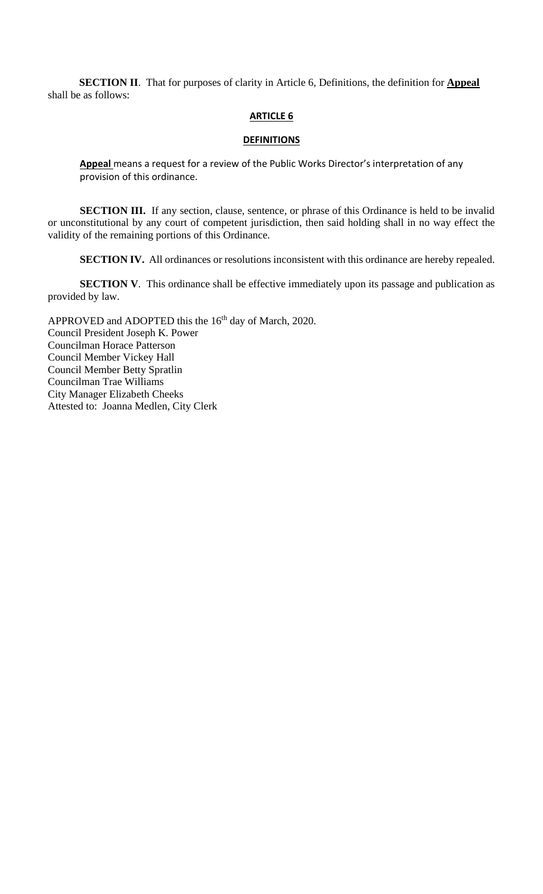**SECTION II**. That for purposes of clarity in Article 6, Definitions, the definition for **Appeal** shall be as follows:

## ARTICLE 6

### DEFINITIONS

**Appeal** means a request for a review of the Public Works Director's interpretation of any provision of this ordinance.

**SECTION III.** If any section, clause, sentence, or phrase of this Ordinance is held to be invalid or unconstitutional by any court of competent jurisdiction, then said holding shall in no way effect the validity of the remaining portions of this Ordinance.

**SECTION IV.** All ordinances or resolutions inconsistent with this ordinance are hereby repealed.

**SECTION V**. This ordinance shall be effective immediately upon its passage and publication as provided by law.

APPROVED and ADOPTED this the 16th day of March, 2020.
Council President Joseph K. Power
Councilman Horace Patterson
Council Member Vickey Hall
Council Member Betty Spratlin
Councilman Trae Williams
City Manager Elizabeth Cheeks
Attested to: Joanna Medlen, City Clerk